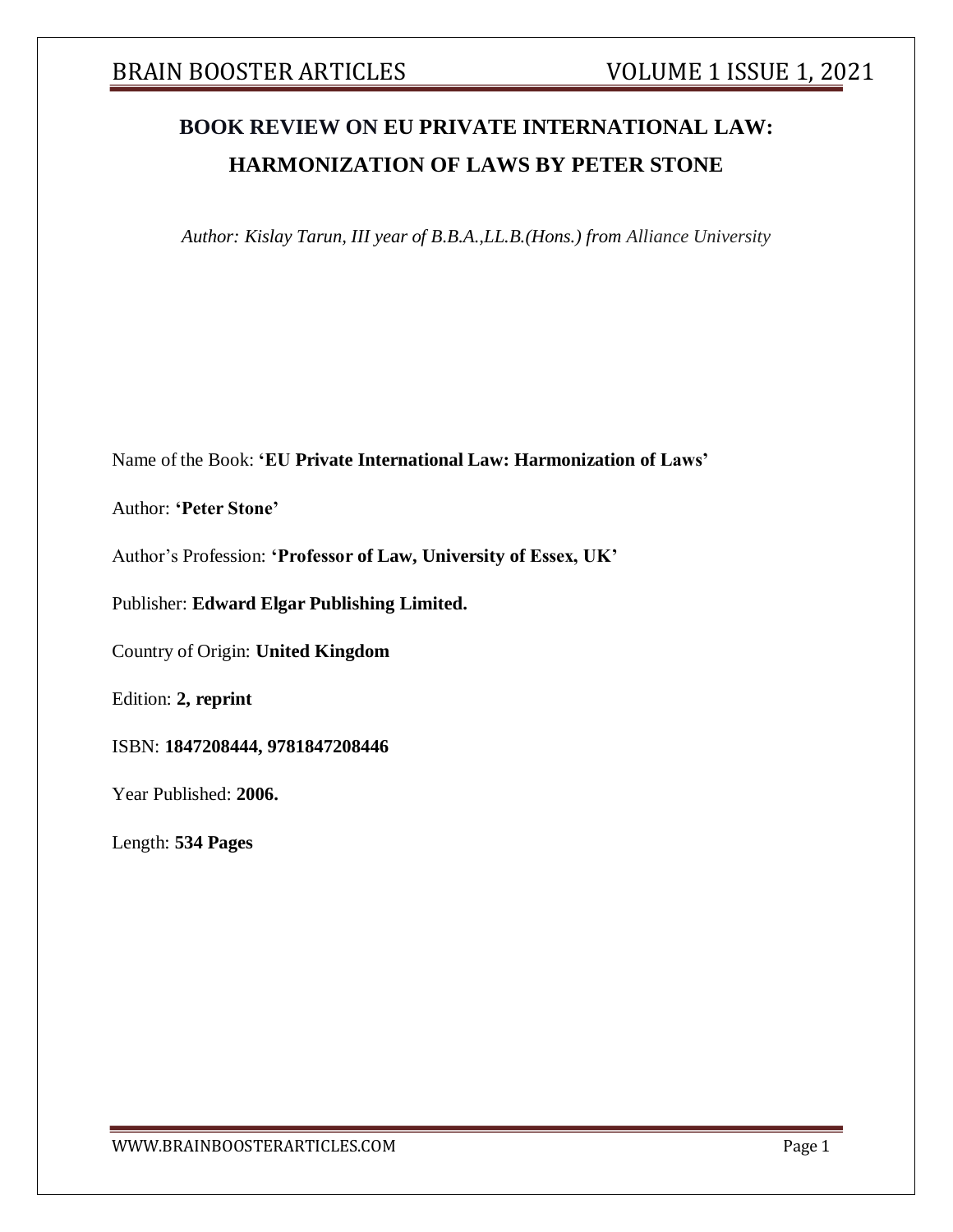# BOOK REVIEW ON EU PRIVATE INTERNATIONAL LAW: HARMONIZATION OF LAWS BY PETER STONE

*Author: Kislay Tarun, III year of B.B.A.,LL.B.(Hons.) from Alliance University*

Name of the Book: **'EU Private International Law: Harmonization of Laws'**

Author: **'Peter Stone'**

Author's Profession: **'Professor of Law, University of Essex, UK'**

Publisher: **Edward Elgar Publishing Limited.**

Country of Origin: **United Kingdom**

Edition: **2, reprint**

ISBN: **1847208444, 9781847208446**

Year Published: **2006.**

Length: **534 Pages**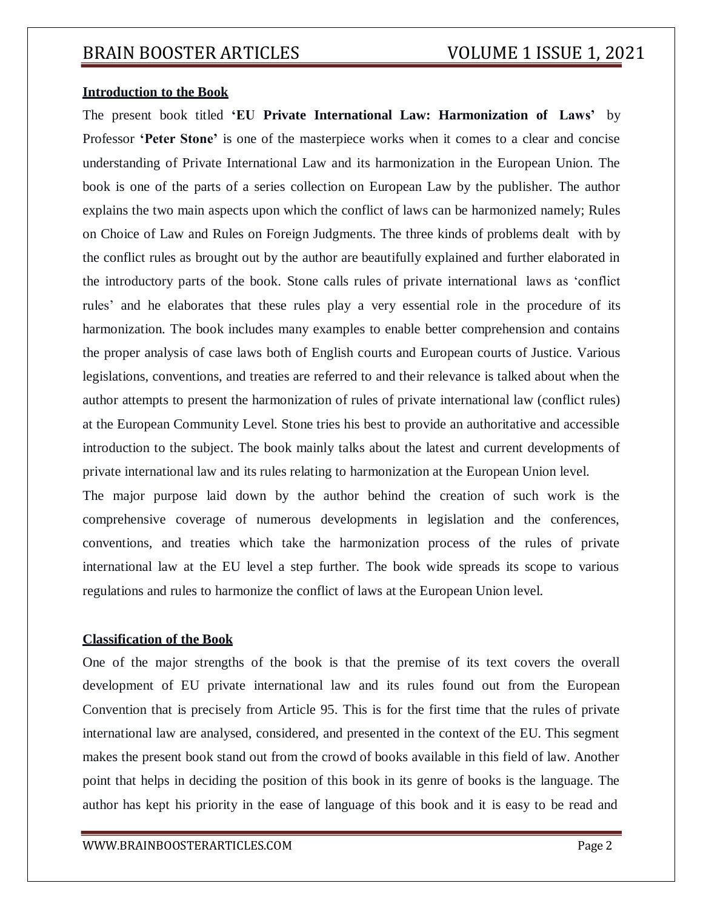**Introduction to the Book**

The present book titled **'EU Private International Law: Harmonization of Laws'** by Professor **'Peter Stone'** is one of the masterpiece works when it comes to a clear and concise understanding of Private International Law and its harmonization in the European Union. The book is one of the parts of a series collection on European Law by the publisher. The author explains the two main aspects upon which the conflict of laws can be harmonized namely; Rules on Choice of Law and Rules on Foreign Judgments. The three kinds of problems dealt with by the conflict rules as brought out by the author are beautifully explained and further elaborated in the introductory parts of the book. Stone calls rules of private international laws as 'conflict rules' and he elaborates that these rules play a very essential role in the procedure of its harmonization. The book includes many examples to enable better comprehension and contains the proper analysis of case laws both of English courts and European courts of Justice. Various legislations, conventions, and treaties are referred to and their relevance is talked about when the author attempts to present the harmonization of rules of private international law (conflict rules) at the European Community Level. Stone tries his best to provide an authoritative and accessible introduction to the subject. The book mainly talks about the latest and current developments of private international law and its rules relating to harmonization at the European Union level.

The major purpose laid down by the author behind the creation of such work is the comprehensive coverage of numerous developments in legislation and the conferences, conventions, and treaties which take the harmonization process of the rules of private international law at the EU level a step further. The book wide spreads its scope to various regulations and rules to harmonize the conflict of laws at the European Union level.

**Classification of the Book**

One of the major strengths of the book is that the premise of its text covers the overall development of EU private international law and its rules found out from the European Convention that is precisely from Article 95. This is for the first time that the rules of private international law are analysed, considered, and presented in the context of the EU. This segment makes the present book stand out from the crowd of books available in this field of law. Another point that helps in deciding the position of this book in its genre of books is the language. The author has kept his priority in the ease of language of this book and it is easy to be read and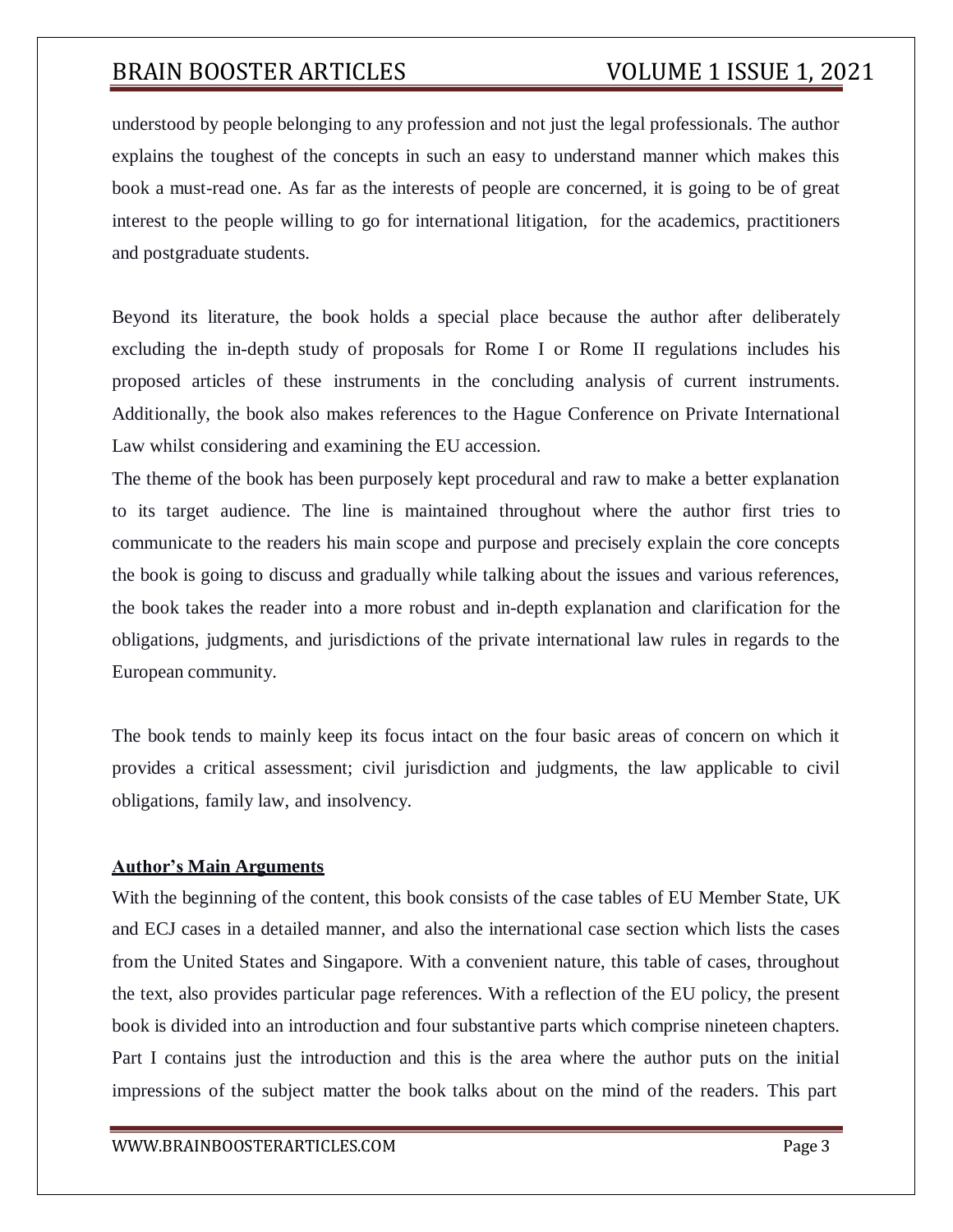understood by people belonging to any profession and not just the legal professionals. The author explains the toughest of the concepts in such an easy to understand manner which makes this book a must-read one. As far as the interests of people are concerned, it is going to be of great interest to the people willing to go for international litigation, for the academics, practitioners and postgraduate students.

Beyond its literature, the book holds a special place because the author after deliberately excluding the in-depth study of proposals for Rome I or Rome II regulations includes his proposed articles of these instruments in the concluding analysis of current instruments. Additionally, the book also makes references to the Hague Conference on Private International Law whilst considering and examining the EU accession.

The theme of the book has been purposely kept procedural and raw to make a better explanation to its target audience. The line is maintained throughout where the author first tries to communicate to the readers his main scope and purpose and precisely explain the core concepts the book is going to discuss and gradually while talking about the issues and various references, the book takes the reader into a more robust and in-depth explanation and clarification for the obligations, judgments, and jurisdictions of the private international law rules in regards to the European community.

The book tends to mainly keep its focus intact on the four basic areas of concern on which it provides a critical assessment; civil jurisdiction and judgments, the law applicable to civil obligations, family law, and insolvency.

**Author's Main Arguments**

With the beginning of the content, this book consists of the case tables of EU Member State, UK and ECJ cases in a detailed manner, and also the international case section which lists the cases from the United States and Singapore. With a convenient nature, this table of cases, throughout the text, also provides particular page references. With a reflection of the EU policy, the present book is divided into an introduction and four substantive parts which comprise nineteen chapters. Part I contains just the introduction and this is the area where the author puts on the initial impressions of the subject matter the book talks about on the mind of the readers. This part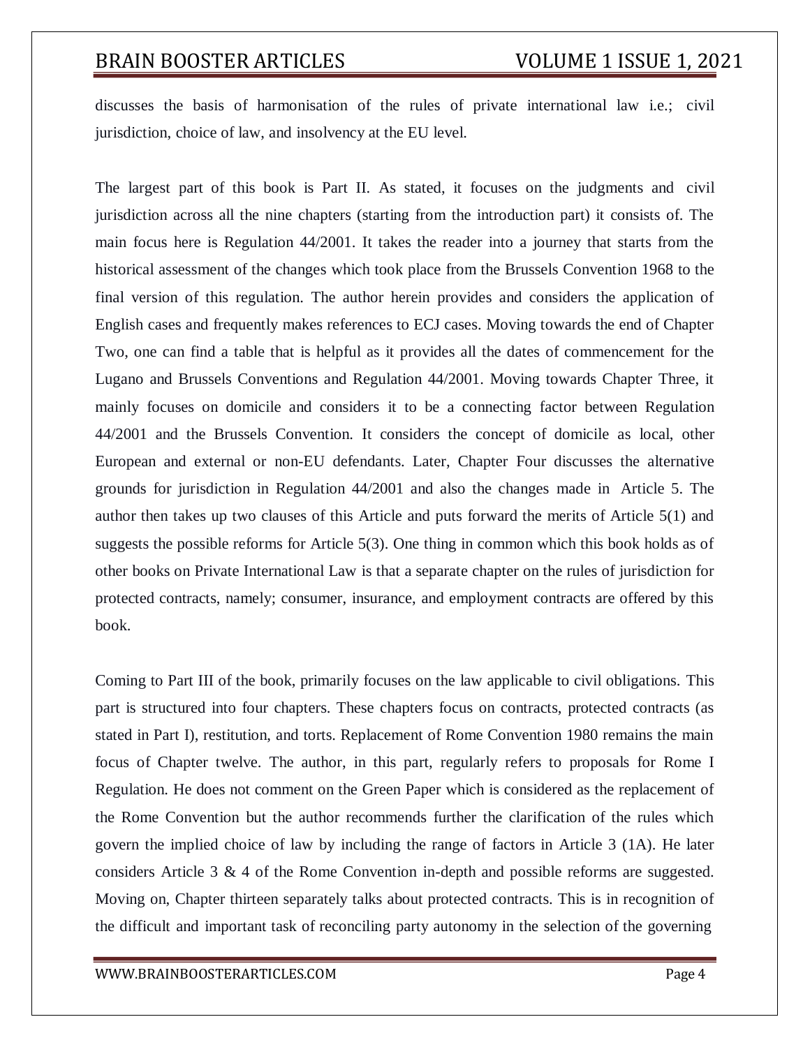discusses the basis of harmonisation of the rules of private international law i.e.; civil jurisdiction, choice of law, and insolvency at the EU level.

The largest part of this book is Part II. As stated, it focuses on the judgments and civil jurisdiction across all the nine chapters (starting from the introduction part) it consists of. The main focus here is Regulation 44/2001. It takes the reader into a journey that starts from the historical assessment of the changes which took place from the Brussels Convention 1968 to the final version of this regulation. The author herein provides and considers the application of English cases and frequently makes references to ECJ cases. Moving towards the end of Chapter Two, one can find a table that is helpful as it provides all the dates of commencement for the Lugano and Brussels Conventions and Regulation 44/2001. Moving towards Chapter Three, it mainly focuses on domicile and considers it to be a connecting factor between Regulation 44/2001 and the Brussels Convention. It considers the concept of domicile as local, other European and external or non-EU defendants. Later, Chapter Four discusses the alternative grounds for jurisdiction in Regulation 44/2001 and also the changes made in Article 5. The author then takes up two clauses of this Article and puts forward the merits of Article 5(1) and suggests the possible reforms for Article 5(3). One thing in common which this book holds as of other books on Private International Law is that a separate chapter on the rules of jurisdiction for protected contracts, namely; consumer, insurance, and employment contracts are offered by this book.

Coming to Part III of the book, primarily focuses on the law applicable to civil obligations. This part is structured into four chapters. These chapters focus on contracts, protected contracts (as stated in Part I), restitution, and torts. Replacement of Rome Convention 1980 remains the main focus of Chapter twelve. The author, in this part, regularly refers to proposals for Rome I Regulation. He does not comment on the Green Paper which is considered as the replacement of the Rome Convention but the author recommends further the clarification of the rules which govern the implied choice of law by including the range of factors in Article 3 (1A). He later considers Article 3 & 4 of the Rome Convention in-depth and possible reforms are suggested. Moving on, Chapter thirteen separately talks about protected contracts. This is in recognition of the difficult and important task of reconciling party autonomy in the selection of the governing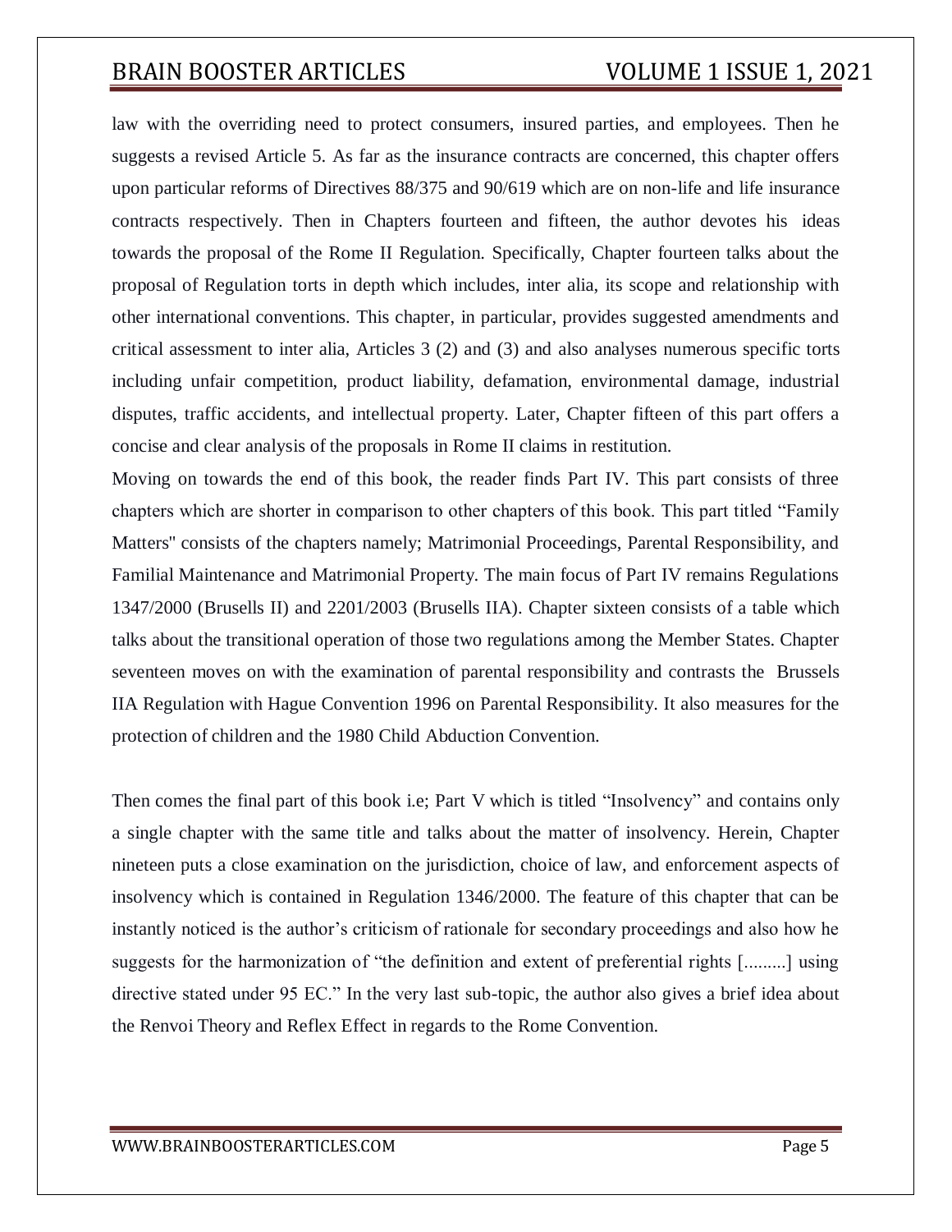law with the overriding need to protect consumers, insured parties, and employees. Then he suggests a revised Article 5. As far as the insurance contracts are concerned, this chapter offers upon particular reforms of Directives 88/375 and 90/619 which are on non-life and life insurance contracts respectively. Then in Chapters fourteen and fifteen, the author devotes his ideas towards the proposal of the Rome II Regulation. Specifically, Chapter fourteen talks about the proposal of Regulation torts in depth which includes, inter alia, its scope and relationship with other international conventions. This chapter, in particular, provides suggested amendments and critical assessment to inter alia, Articles 3 (2) and (3) and also analyses numerous specific torts including unfair competition, product liability, defamation, environmental damage, industrial disputes, traffic accidents, and intellectual property. Later, Chapter fifteen of this part offers a concise and clear analysis of the proposals in Rome II claims in restitution.

Moving on towards the end of this book, the reader finds Part IV. This part consists of three chapters which are shorter in comparison to other chapters of this book. This part titled "Family Matters" consists of the chapters namely; Matrimonial Proceedings, Parental Responsibility, and Familial Maintenance and Matrimonial Property. The main focus of Part IV remains Regulations 1347/2000 (Brusells II) and 2201/2003 (Brusells IIA). Chapter sixteen consists of a table which talks about the transitional operation of those two regulations among the Member States. Chapter seventeen moves on with the examination of parental responsibility and contrasts the Brussels IIA Regulation with Hague Convention 1996 on Parental Responsibility. It also measures for the protection of children and the 1980 Child Abduction Convention.

Then comes the final part of this book i.e; Part V which is titled "Insolvency" and contains only a single chapter with the same title and talks about the matter of insolvency. Herein, Chapter nineteen puts a close examination on the jurisdiction, choice of law, and enforcement aspects of insolvency which is contained in Regulation 1346/2000. The feature of this chapter that can be instantly noticed is the author's criticism of rationale for secondary proceedings and also how he suggests for the harmonization of "the definition and extent of preferential rights [.........] using directive stated under 95 EC." In the very last sub-topic, the author also gives a brief idea about the Renvoi Theory and Reflex Effect in regards to the Rome Convention.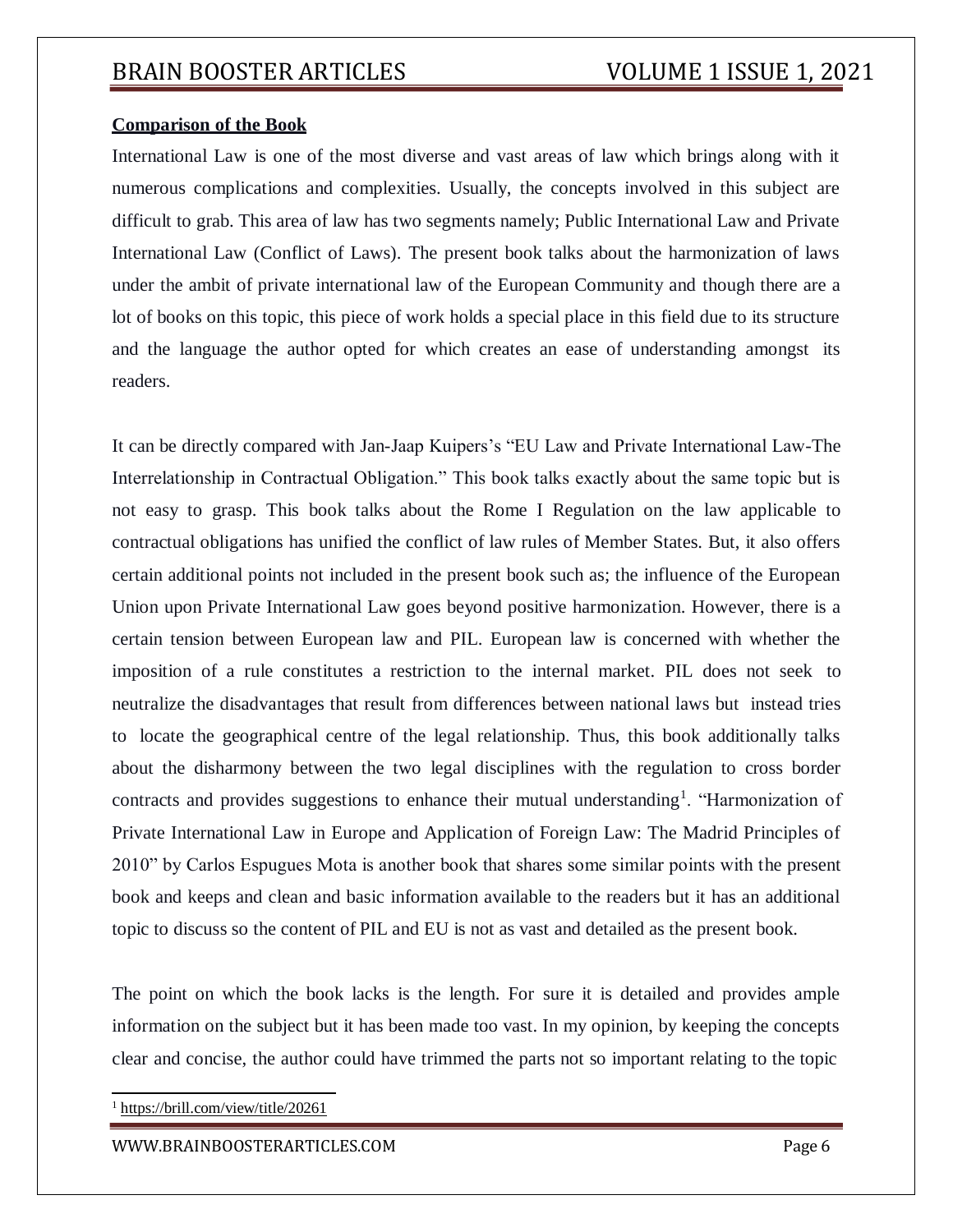**Comparison of the Book**

International Law is one of the most diverse and vast areas of law which brings along with it numerous complications and complexities. Usually, the concepts involved in this subject are difficult to grab. This area of law has two segments namely; Public International Law and Private International Law (Conflict of Laws). The present book talks about the harmonization of laws under the ambit of private international law of the European Community and though there are a lot of books on this topic, this piece of work holds a special place in this field due to its structure and the language the author opted for which creates an ease of understanding amongst its readers.

It can be directly compared with Jan-Jaap Kuipers's "EU Law and Private International Law-The Interrelationship in Contractual Obligation." This book talks exactly about the same topic but is not easy to grasp. This book talks about the Rome I Regulation on the law applicable to contractual obligations has unified the conflict of law rules of Member States. But, it also offers certain additional points not included in the present book such as; the influence of the European Union upon Private International Law goes beyond positive harmonization. However, there is a certain tension between European law and PIL. European law is concerned with whether the imposition of a rule constitutes a restriction to the internal market. PIL does not seek to neutralize the disadvantages that result from differences between national laws but instead tries to locate the geographical centre of the legal relationship. Thus, this book additionally talks about the disharmony between the two legal disciplines with the regulation to cross border contracts and provides suggestions to enhance their mutual understanding[1]. "Harmonization of Private International Law in Europe and Application of Foreign Law: The Madrid Principles of 2010" by Carlos Espugues Mota is another book that shares some similar points with the present book and keeps and clean and basic information available to the readers but it has an additional topic to discuss so the content of PIL and EU is not as vast and detailed as the present book.

The point on which the book lacks is the length. For sure it is detailed and provides ample information on the subject but it has been made too vast. In my opinion, by keeping the concepts clear and concise, the author could have trimmed the parts not so important relating to the topic

[1] https://brill.com/view/title/20261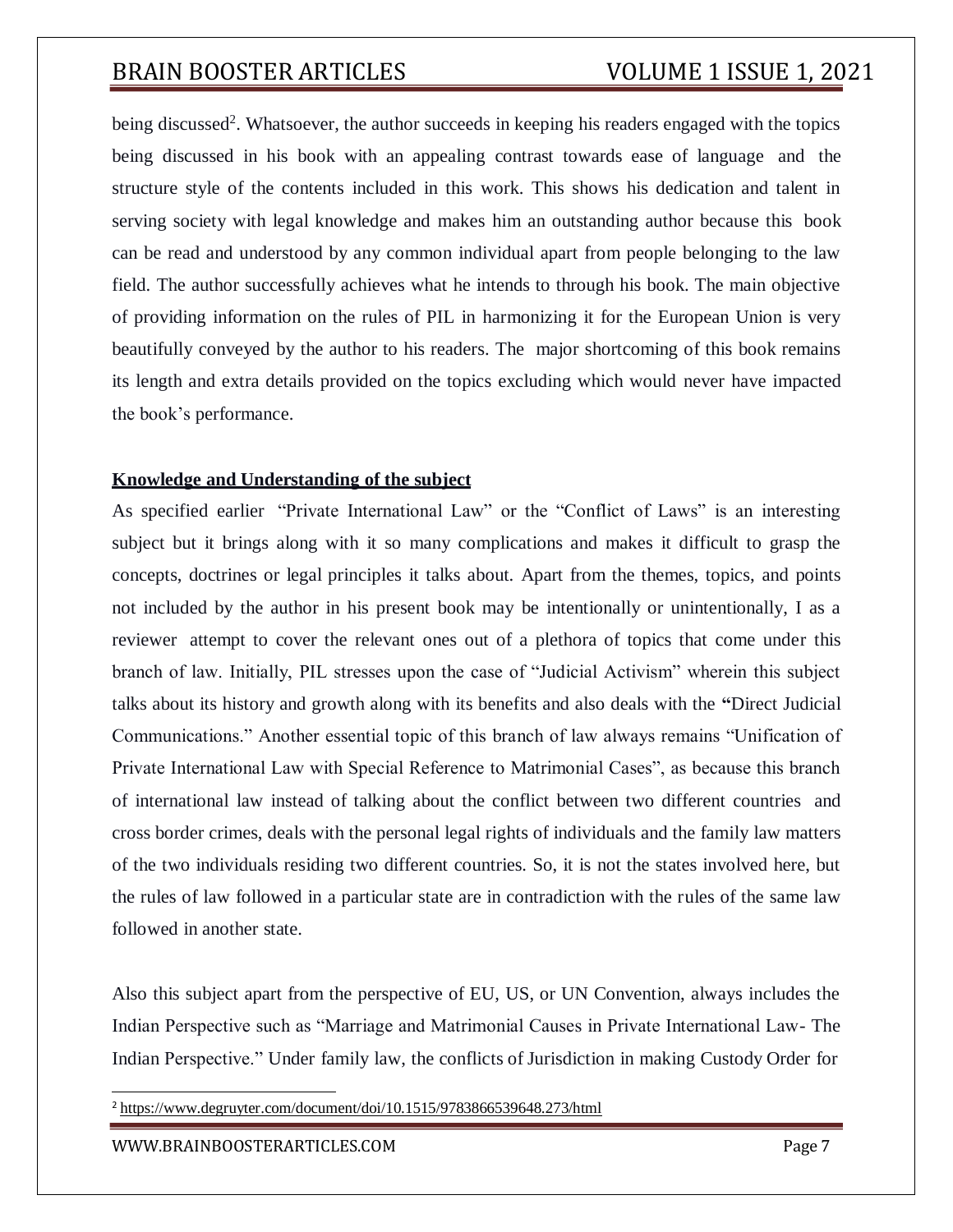being discussed[2]. Whatsoever, the author succeeds in keeping his readers engaged with the topics being discussed in his book with an appealing contrast towards ease of language and the structure style of the contents included in this work. This shows his dedication and talent in serving society with legal knowledge and makes him an outstanding author because this book can be read and understood by any common individual apart from people belonging to the law field. The author successfully achieves what he intends to through his book. The main objective of providing information on the rules of PIL in harmonizing it for the European Union is very beautifully conveyed by the author to his readers. The major shortcoming of this book remains its length and extra details provided on the topics excluding which would never have impacted the book's performance.

**Knowledge and Understanding of the subject**

As specified earlier "Private International Law" or the "Conflict of Laws" is an interesting subject but it brings along with it so many complications and makes it difficult to grasp the concepts, doctrines or legal principles it talks about. Apart from the themes, topics, and points not included by the author in his present book may be intentionally or unintentionally, I as a reviewer attempt to cover the relevant ones out of a plethora of topics that come under this branch of law. Initially, PIL stresses upon the case of "Judicial Activism" wherein this subject talks about its history and growth along with its benefits and also deals with the **"**Direct Judicial Communications." Another essential topic of this branch of law always remains "Unification of Private International Law with Special Reference to Matrimonial Cases", as because this branch of international law instead of talking about the conflict between two different countries and cross border crimes, deals with the personal legal rights of individuals and the family law matters of the two individuals residing two different countries. So, it is not the states involved here, but the rules of law followed in a particular state are in contradiction with the rules of the same law followed in another state.

Also this subject apart from the perspective of EU, US, or UN Convention, always includes the Indian Perspective such as "Marriage and Matrimonial Causes in Private International Law- The Indian Perspective." Under family law, the conflicts of Jurisdiction in making Custody Order for

[2] https://www.degruyter.com/document/doi/10.1515/9783866539648.273/html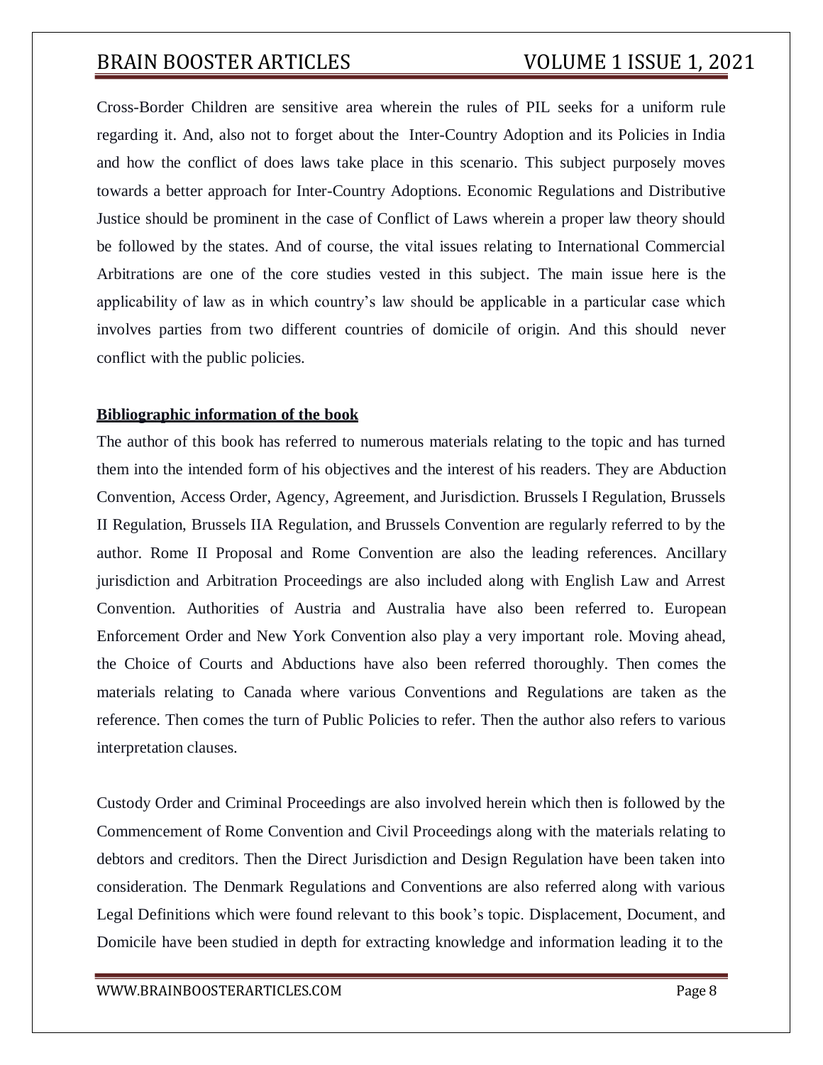Cross-Border Children are sensitive area wherein the rules of PIL seeks for a uniform rule regarding it. And, also not to forget about the Inter-Country Adoption and its Policies in India and how the conflict of does laws take place in this scenario. This subject purposely moves towards a better approach for Inter-Country Adoptions. Economic Regulations and Distributive Justice should be prominent in the case of Conflict of Laws wherein a proper law theory should be followed by the states. And of course, the vital issues relating to International Commercial Arbitrations are one of the core studies vested in this subject. The main issue here is the applicability of law as in which country's law should be applicable in a particular case which involves parties from two different countries of domicile of origin. And this should never conflict with the public policies.

**Bibliographic information of the book**

The author of this book has referred to numerous materials relating to the topic and has turned them into the intended form of his objectives and the interest of his readers. They are Abduction Convention, Access Order, Agency, Agreement, and Jurisdiction. Brussels I Regulation, Brussels II Regulation, Brussels IIA Regulation, and Brussels Convention are regularly referred to by the author. Rome II Proposal and Rome Convention are also the leading references. Ancillary jurisdiction and Arbitration Proceedings are also included along with English Law and Arrest Convention. Authorities of Austria and Australia have also been referred to. European Enforcement Order and New York Convention also play a very important role. Moving ahead, the Choice of Courts and Abductions have also been referred thoroughly. Then comes the materials relating to Canada where various Conventions and Regulations are taken as the reference. Then comes the turn of Public Policies to refer. Then the author also refers to various interpretation clauses.

Custody Order and Criminal Proceedings are also involved herein which then is followed by the Commencement of Rome Convention and Civil Proceedings along with the materials relating to debtors and creditors. Then the Direct Jurisdiction and Design Regulation have been taken into consideration. The Denmark Regulations and Conventions are also referred along with various Legal Definitions which were found relevant to this book's topic. Displacement, Document, and Domicile have been studied in depth for extracting knowledge and information leading it to the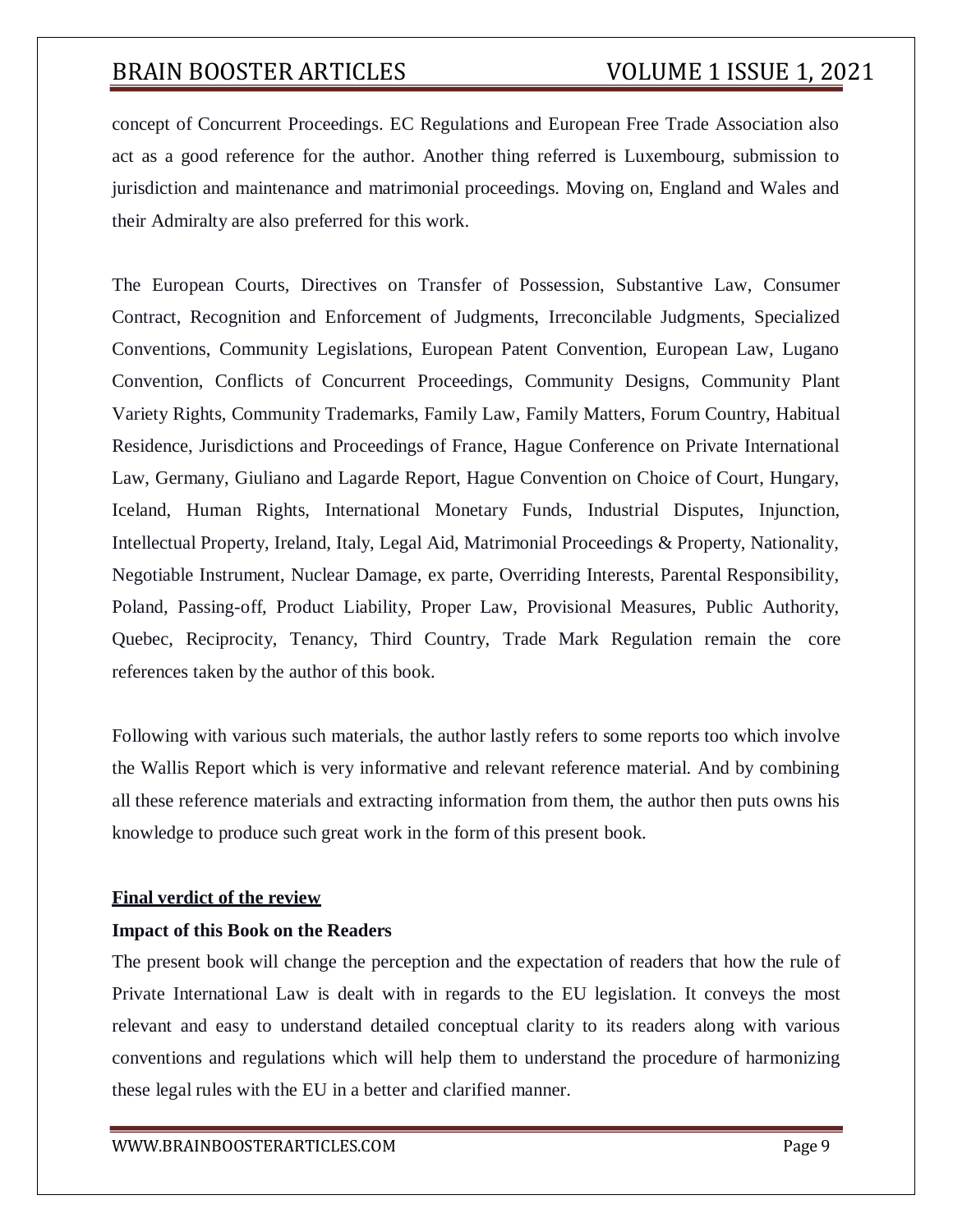concept of Concurrent Proceedings. EC Regulations and European Free Trade Association also act as a good reference for the author. Another thing referred is Luxembourg, submission to jurisdiction and maintenance and matrimonial proceedings. Moving on, England and Wales and their Admiralty are also preferred for this work.

The European Courts, Directives on Transfer of Possession, Substantive Law, Consumer Contract, Recognition and Enforcement of Judgments, Irreconcilable Judgments, Specialized Conventions, Community Legislations, European Patent Convention, European Law, Lugano Convention, Conflicts of Concurrent Proceedings, Community Designs, Community Plant Variety Rights, Community Trademarks, Family Law, Family Matters, Forum Country, Habitual Residence, Jurisdictions and Proceedings of France, Hague Conference on Private International Law, Germany, Giuliano and Lagarde Report, Hague Convention on Choice of Court, Hungary, Iceland, Human Rights, International Monetary Funds, Industrial Disputes, Injunction, Intellectual Property, Ireland, Italy, Legal Aid, Matrimonial Proceedings & Property, Nationality, Negotiable Instrument, Nuclear Damage, ex parte, Overriding Interests, Parental Responsibility, Poland, Passing-off, Product Liability, Proper Law, Provisional Measures, Public Authority, Quebec, Reciprocity, Tenancy, Third Country, Trade Mark Regulation remain the core references taken by the author of this book.

Following with various such materials, the author lastly refers to some reports too which involve the Wallis Report which is very informative and relevant reference material. And by combining all these reference materials and extracting information from them, the author then puts owns his knowledge to produce such great work in the form of this present book.

## Final verdict of the review

### Impact of this Book on the Readers

The present book will change the perception and the expectation of readers that how the rule of Private International Law is dealt with in regards to the EU legislation. It conveys the most relevant and easy to understand detailed conceptual clarity to its readers along with various conventions and regulations which will help them to understand the procedure of harmonizing these legal rules with the EU in a better and clarified manner.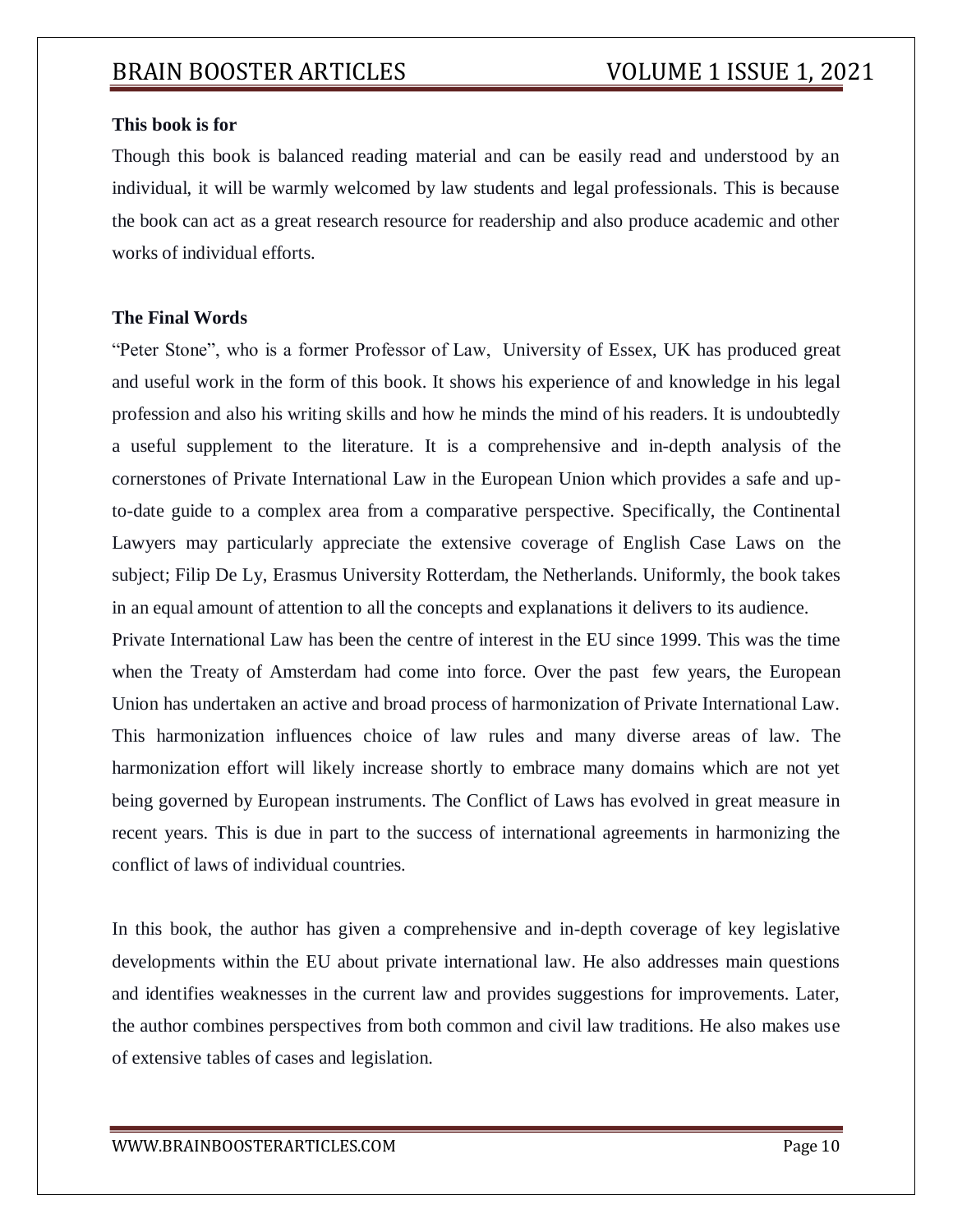**This book is for**

Though this book is balanced reading material and can be easily read and understood by an individual, it will be warmly welcomed by law students and legal professionals. This is because the book can act as a great research resource for readership and also produce academic and other works of individual efforts.

**The Final Words**

"Peter Stone", who is a former Professor of Law, University of Essex, UK has produced great and useful work in the form of this book. It shows his experience of and knowledge in his legal profession and also his writing skills and how he minds the mind of his readers. It is undoubtedly a useful supplement to the literature. It is a comprehensive and in-depth analysis of the cornerstones of Private International Law in the European Union which provides a safe and up-to-date guide to a complex area from a comparative perspective. Specifically, the Continental Lawyers may particularly appreciate the extensive coverage of English Case Laws on the subject; Filip De Ly, Erasmus University Rotterdam, the Netherlands. Uniformly, the book takes in an equal amount of attention to all the concepts and explanations it delivers to its audience.
Private International Law has been the centre of interest in the EU since 1999. This was the time when the Treaty of Amsterdam had come into force. Over the past few years, the European Union has undertaken an active and broad process of harmonization of Private International Law. This harmonization influences choice of law rules and many diverse areas of law. The harmonization effort will likely increase shortly to embrace many domains which are not yet being governed by European instruments. The Conflict of Laws has evolved in great measure in recent years. This is due in part to the success of international agreements in harmonizing the conflict of laws of individual countries.

In this book, the author has given a comprehensive and in-depth coverage of key legislative developments within the EU about private international law. He also addresses main questions and identifies weaknesses in the current law and provides suggestions for improvements. Later, the author combines perspectives from both common and civil law traditions. He also makes use of extensive tables of cases and legislation.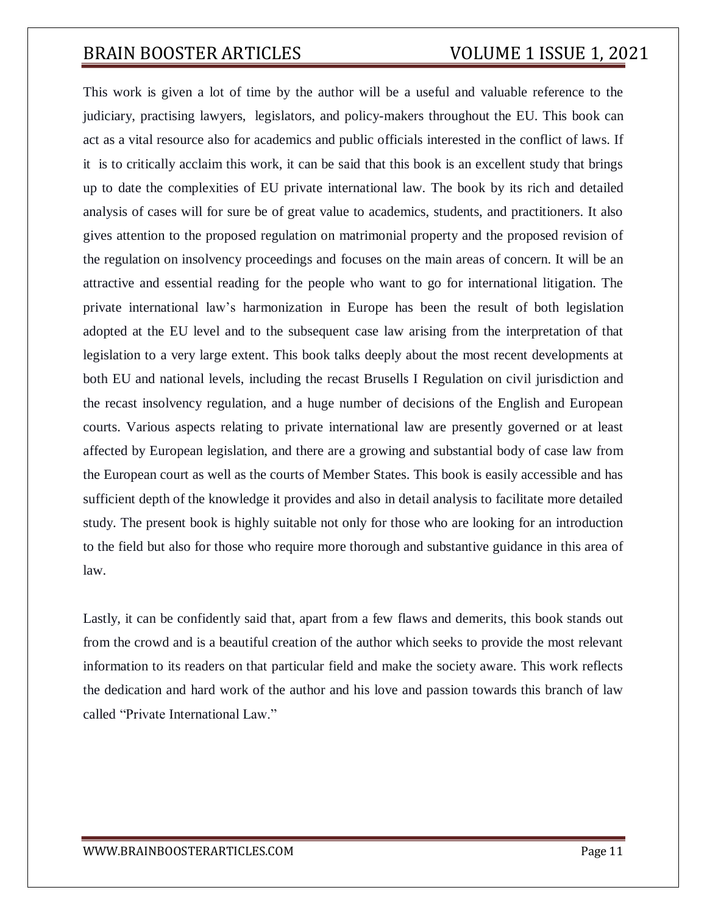This work is given a lot of time by the author will be a useful and valuable reference to the judiciary, practising lawyers, legislators, and policy-makers throughout the EU. This book can act as a vital resource also for academics and public officials interested in the conflict of laws. If it is to critically acclaim this work, it can be said that this book is an excellent study that brings up to date the complexities of EU private international law. The book by its rich and detailed analysis of cases will for sure be of great value to academics, students, and practitioners. It also gives attention to the proposed regulation on matrimonial property and the proposed revision of the regulation on insolvency proceedings and focuses on the main areas of concern. It will be an attractive and essential reading for the people who want to go for international litigation. The private international law's harmonization in Europe has been the result of both legislation adopted at the EU level and to the subsequent case law arising from the interpretation of that legislation to a very large extent. This book talks deeply about the most recent developments at both EU and national levels, including the recast Brusells I Regulation on civil jurisdiction and the recast insolvency regulation, and a huge number of decisions of the English and European courts. Various aspects relating to private international law are presently governed or at least affected by European legislation, and there are a growing and substantial body of case law from the European court as well as the courts of Member States. This book is easily accessible and has sufficient depth of the knowledge it provides and also in detail analysis to facilitate more detailed study. The present book is highly suitable not only for those who are looking for an introduction to the field but also for those who require more thorough and substantive guidance in this area of law.

Lastly, it can be confidently said that, apart from a few flaws and demerits, this book stands out from the crowd and is a beautiful creation of the author which seeks to provide the most relevant information to its readers on that particular field and make the society aware. This work reflects the dedication and hard work of the author and his love and passion towards this branch of law called "Private International Law."